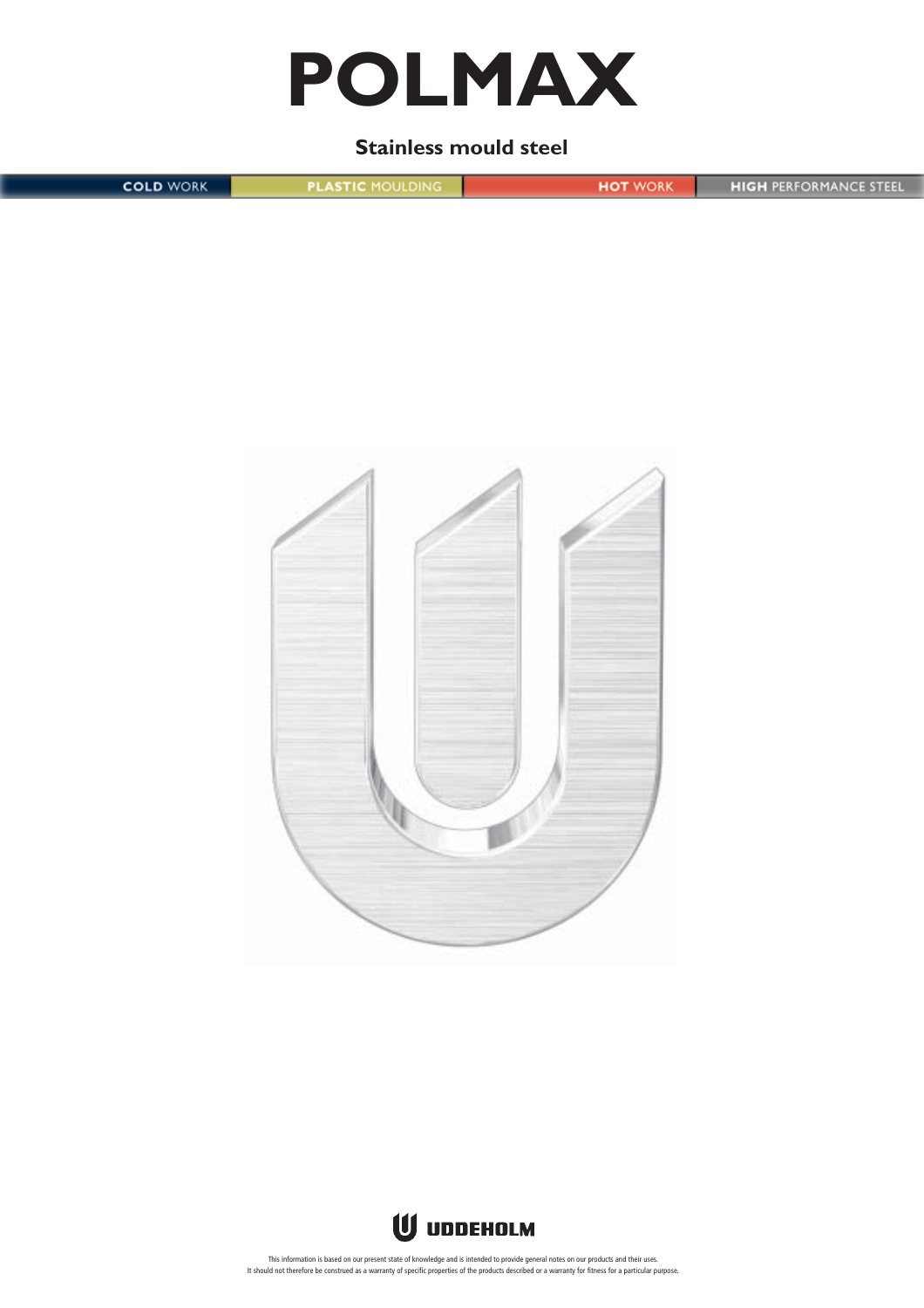# POLMAX

**Stainless mould steel**

COLD WORK | PLASTIC MOULDING | HOT WORK | HIGH PERFORMANCE STEEL

UDDEHOLM

This information is based on our present state of knowledge and is intended to provide general notes on our products and their uses. It should not therefore be construed as a warranty of specific properties of the products described or a warranty for fitness for a particular purpose.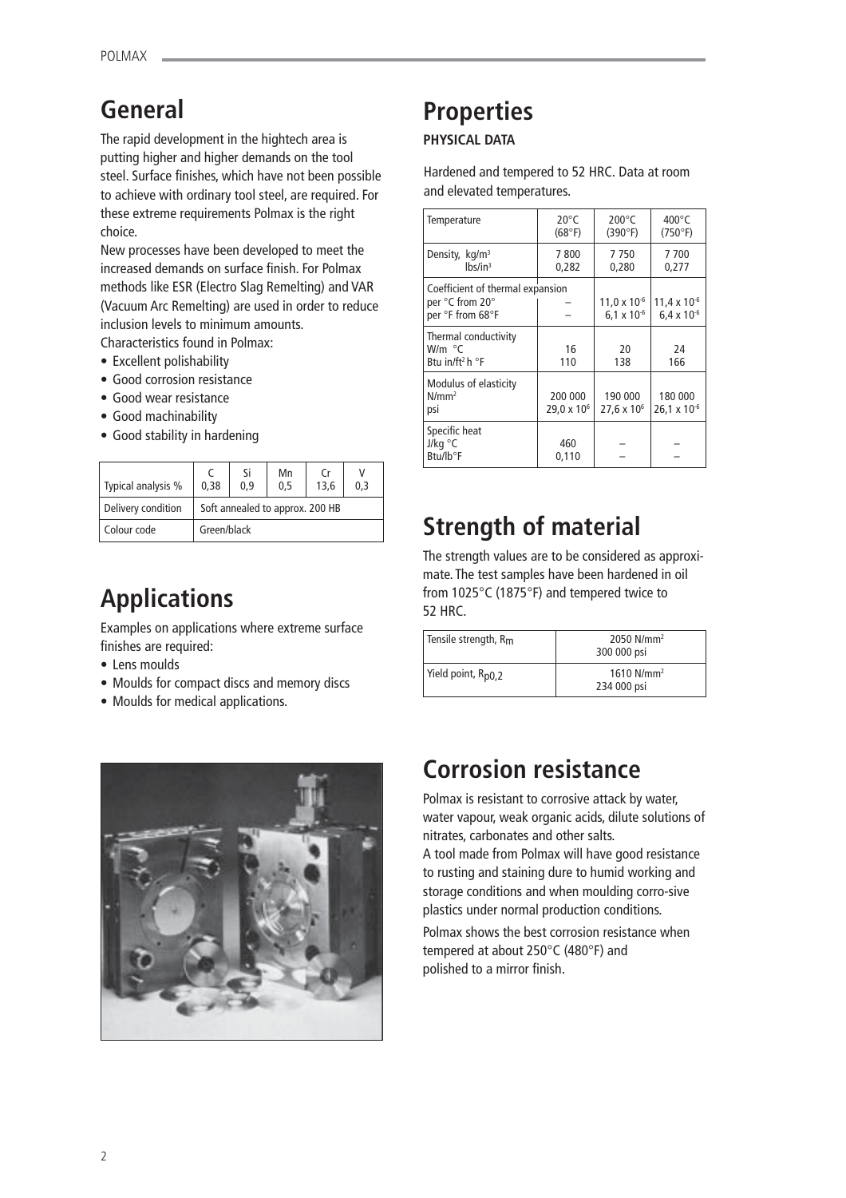# General

The rapid development in the hightech area is putting higher and higher demands on the tool steel. Surface finishes, which have not been possible to achieve with ordinary tool steel, are required. For these extreme requirements Polmax is the right choice.

New processes have been developed to meet the increased demands on surface finish. For Polmax methods like ESR (Electro Slag Remelting) and VAR (Vacuum Arc Remelting) are used in order to reduce inclusion levels to minimum amounts.

Characteristics found in Polmax:

- Excellent polishability
- Good corrosion resistance
- Good wear resistance
- Good machinability
- Good stability in hardening

| Typical analysis % | C 0,38 | Si 0,9 | Mn 0,5 | Cr 13,6 | V 0,3 |
|---|---|---|---|---|---|
| Delivery condition | Soft annealed to approx. 200 HB | | | | |
| Colour code | Green/black | | | | |

# Applications

Examples on applications where extreme surface finishes are required:

- Lens moulds
- Moulds for compact discs and memory discs
- Moulds for medical applications.

# Properties

**PHYSICAL DATA**

Hardened and tempered to 52 HRC. Data at room and elevated temperatures.

| Temperature | 20°C (68°F) | 200°C (390°F) | 400°C (750°F) |
|---|---|---|---|
| Density, kg/m³ lbs/in³ | 7 800 0,282 | 7 750 0,280 | 7 700 0,277 |
| Coefficient of thermal expansion per °C from 20° per °F from 68°F | – – | $11{,}0 \times 10^{-6}$ $6{,}1 \times 10^{-6}$ | $11{,}4 \times 10^{-6}$ $6{,}4 \times 10^{-6}$ |
| Thermal conductivity W/m °C Btu in/ft² h °F | 16 110 | 20 138 | 24 166 |
| Modulus of elasticity N/mm² psi | 200 000 $29{,}0 \times 10^{6}$ | 190 000 $27{,}6 \times 10^{6}$ | 180 000 $26{,}1 \times 10^{-6}$ |
| Specific heat J/kg °C Btu/lb°F | 460 0,110 | – – | – – |

# Strength of material

The strength values are to be considered as approximate. The test samples have been hardened in oil from 1025°C (1875°F) and tempered twice to 52 HRC.

| | |
|---|---|
| Tensile strength, $R_m$ | 2050 N/mm² 300 000 psi |
| Yield point, $R_{p0,2}$ | 1610 N/mm² 234 000 psi |

# Corrosion resistance

Polmax is resistant to corrosive attack by water, water vapour, weak organic acids, dilute solutions of nitrates, carbonates and other salts.

A tool made from Polmax will have good resistance to rusting and staining dure to humid working and storage conditions and when moulding corro-sive plastics under normal production conditions.

Polmax shows the best corrosion resistance when tempered at about 250°C (480°F) and polished to a mirror finish.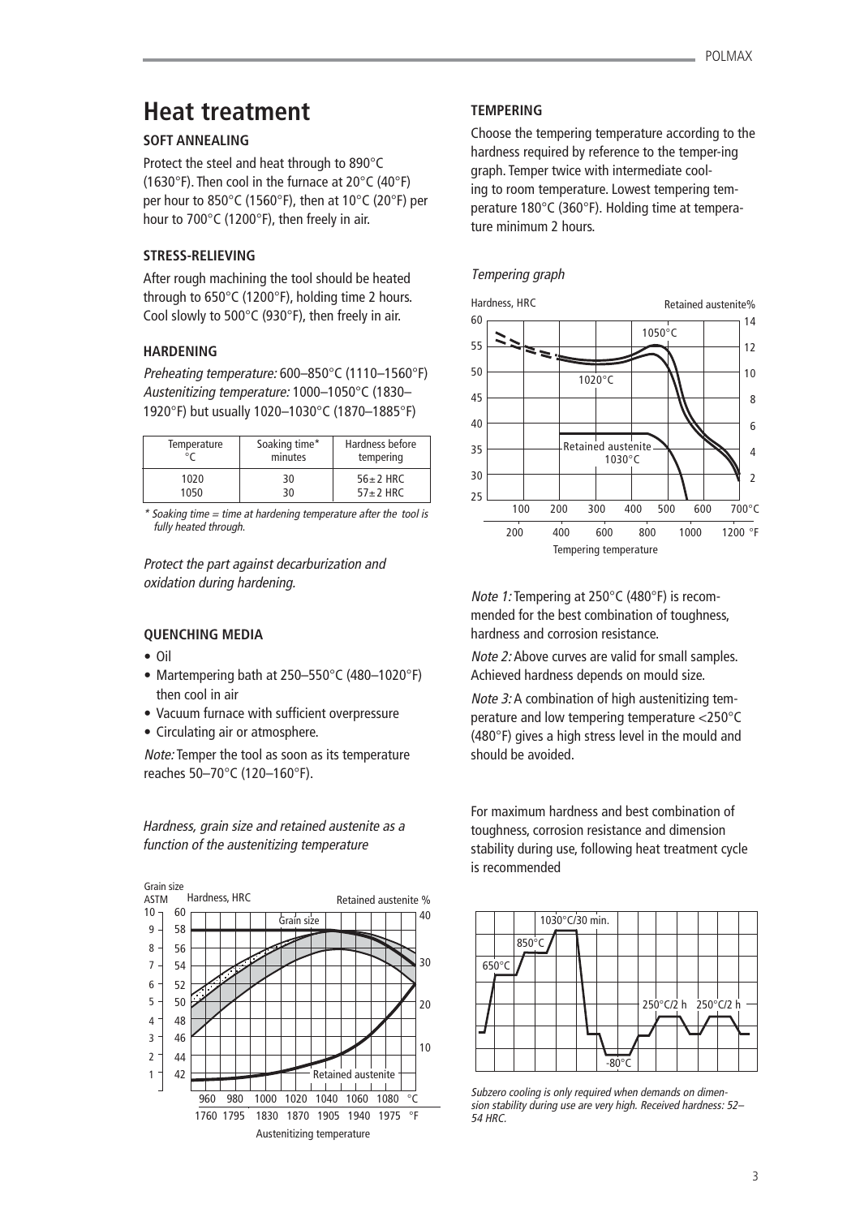# Heat treatment

### SOFT ANNEALING

Protect the steel and heat through to 890°C (1630°F). Then cool in the furnace at 20°C (40°F) per hour to 850°C (1560°F), then at 10°C (20°F) per hour to 700°C (1200°F), then freely in air.

### STRESS-RELIEVING

After rough machining the tool should be heated through to 650°C (1200°F), holding time 2 hours. Cool slowly to 500°C (930°F), then freely in air.

### HARDENING

*Preheating temperature:* 600–850°C (1110–1560°F)
*Austenitizing temperature:* 1000–1050°C (1830–1920°F) but usually 1020–1030°C (1870–1885°F)

| Temperature °C | Soaking time* minutes | Hardness before tempering |
|---|---|---|
| 1020 | 30 | 56±2 HRC |
| 1050 | 30 | 57±2 HRC |

*\* Soaking time = time at hardening temperature after the tool is fully heated through.*

*Protect the part against decarburization and oxidation during hardening.*

### QUENCHING MEDIA

- Oil
- Martempering bath at 250–550°C (480–1020°F) then cool in air
- Vacuum furnace with sufficient overpressure
- Circulating air or atmosphere.

*Note:* Temper the tool as soon as its temperature reaches 50–70°C (120–160°F).

*Hardness, grain size and retained austenite as a function of the austenitizing temperature*

Grain size ASTM
Hardness, HRC
Retained austenite %
Grain size
Retained austenite
960 980 1000 1020 1040 1060 1080 °C
1760 1795 1830 1870 1905 1940 1975 °F
Austenitizing temperature

### TEMPERING

Choose the tempering temperature according to the hardness required by reference to the temper-ing graph. Temper twice with intermediate cool-ing to room temperature. Lowest tempering temperature 180°C (360°F). Holding time at temperature minimum 2 hours.

*Tempering graph*

Hardness, HRC
Retained austenite%
1050°C
1020°C
Retained austenite
1030°C
100 200 300 400 500 600 700°C
200 400 600 800 1000 1200 °F
Tempering temperature

*Note 1:* Tempering at 250°C (480°F) is recommended for the best combination of toughness, hardness and corrosion resistance.

*Note 2:* Above curves are valid for small samples. Achieved hardness depends on mould size.

*Note 3:* A combination of high austenitizing temperature and low tempering temperature <250°C (480°F) gives a high stress level in the mould and should be avoided.

For maximum hardness and best combination of toughness, corrosion resistance and dimension stability during use, following heat treatment cycle is recommended

650°C
850°C
1030°C/30 min.
-80°C
250°C/2 h
250°C/2 h

*Subzero cooling is only required when demands on dimension stability during use are very high. Received hardness: 52–54 HRC.*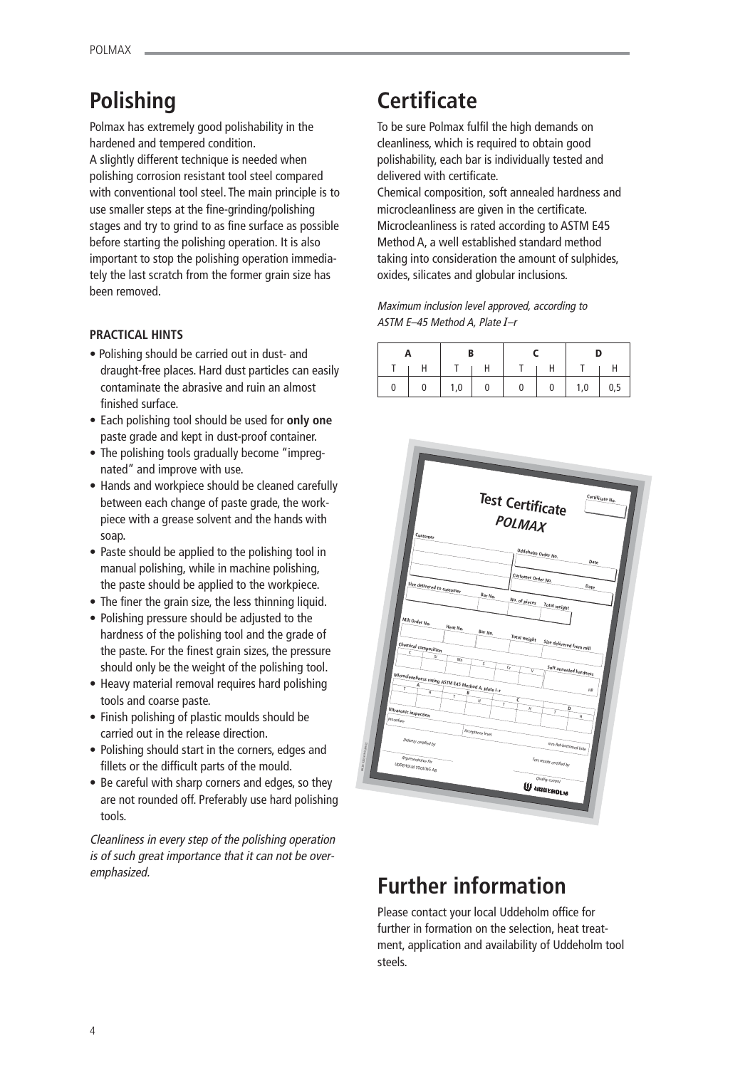## Polishing

Polmax has extremely good polishability in the hardened and tempered condition.

A slightly different technique is needed when polishing corrosion resistant tool steel compared with conventional tool steel. The main principle is to use smaller steps at the fine-grinding/polishing stages and try to grind to as fine surface as possible before starting the polishing operation. It is also important to stop the polishing operation immediately the last scratch from the former grain size has been removed.

### PRACTICAL HINTS

- Polishing should be carried out in dust- and draught-free places. Hard dust particles can easily contaminate the abrasive and ruin an almost finished surface.
- Each polishing tool should be used for **only one** paste grade and kept in dust-proof container.
- The polishing tools gradually become "impregnated" and improve with use.
- Hands and workpiece should be cleaned carefully between each change of paste grade, the workpiece with a grease solvent and the hands with soap.
- Paste should be applied to the polishing tool in manual polishing, while in machine polishing, the paste should be applied to the workpiece.
- The finer the grain size, the less thinning liquid.
- Polishing pressure should be adjusted to the hardness of the polishing tool and the grade of the paste. For the finest grain sizes, the pressure should only be the weight of the polishing tool.
- Heavy material removal requires hard polishing tools and coarse paste.
- Finish polishing of plastic moulds should be carried out in the release direction.
- Polishing should start in the corners, edges and fillets or the difficult parts of the mould.
- Be careful with sharp corners and edges, so they are not rounded off. Preferably use hard polishing tools.

*Cleanliness in every step of the polishing operation is of such great importance that it can not be overemphasized.*

## Certificate

To be sure Polmax fulfil the high demands on cleanliness, which is required to obtain good polishability, each bar is individually tested and delivered with certificate.

Chemical composition, soft annealed hardness and microcleanliness are given in the certificate. Microcleanliness is rated according to ASTM E45 Method A, a well established standard method taking into consideration the amount of sulphides, oxides, silicates and globular inclusions.

*Maximum inclusion level approved, according to ASTM E–45 Method A, Plate I–r*

| A | | B | | C | | D | |
|---|---|---|---|---|---|---|---|
| T | H | T | H | T | H | T | H |
| 0 | 0 | 1,0 | 0 | 0 | 0 | 1,0 | 0,5 |

## Further information

Please contact your local Uddeholm office for further in formation on the selection, heat treatment, application and availability of Uddeholm tool steels.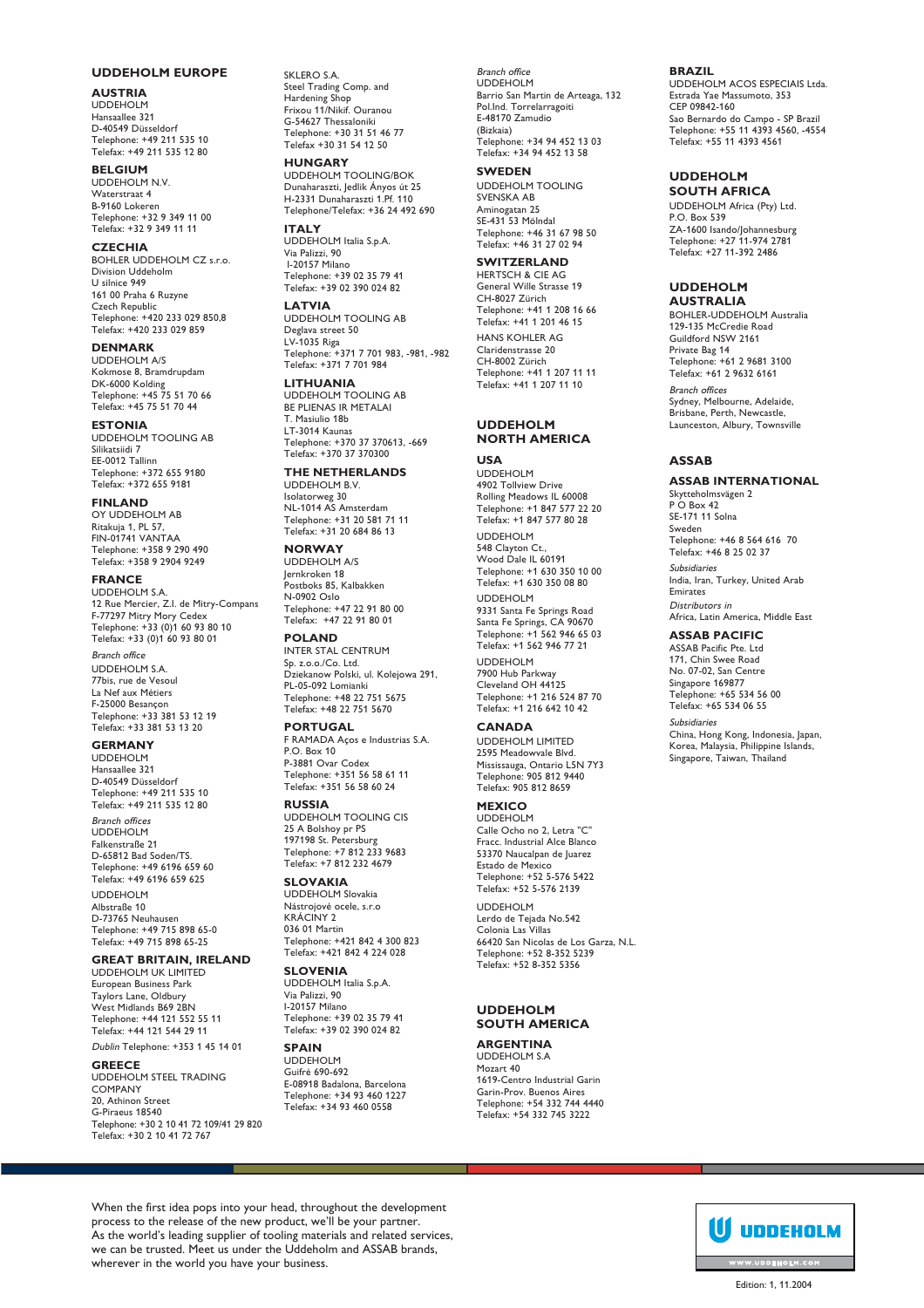## UDDEHOLM EUROPE

### AUSTRIA
UDDEHOLM
Hansaallee 321
D-40549 Düsseldorf
Telephone: +49 211 535 10
Telefax: +49 211 535 12 80

### BELGIUM
UDDEHOLM N.V.
Waterstraat 4
B-9160 Lokeren
Telephone: +32 9 349 11 00
Telefax: +32 9 349 11 11

### CZECHIA
BOHLER UDDEHOLM CZ s.r.o.
Division Uddeholm
U silnice 949
161 00 Praha 6 Ruzyne
Czech Republic
Telephone: +420 233 029 850,8
Telefax: +420 233 029 859

### DENMARK
UDDEHOLM A/S
Kokmose 8, Bramdrupdam
DK-6000 Kolding
Telephone: +45 75 51 70 66
Telefax: +45 75 51 70 44

### ESTONIA
UDDEHOLM TOOLING AB
Silikatsiidi 7
EE-0012 Tallinn
Telephone: +372 655 9180
Telefax: +372 655 9181

### FINLAND
OY UDDEHOLM AB
Ritakuja 1, PL 57,
FIN-01741 VANTAA
Telephone: +358 9 290 490
Telefax: +358 9 2904 9249

### FRANCE
UDDEHOLM S.A.
12 Rue Mercier, Z.I. de Mitry-Compans
F-77297 Mitry Mory Cedex
Telephone: +33 (0)1 60 93 80 10
Telefax: +33 (0)1 60 93 80 01

*Branch office*
UDDEHOLM S.A.
77bis, rue de Vesoul
La Nef aux Métiers
F-25000 Besançon
Telephone: +33 381 53 12 19
Telefax: +33 381 53 13 20

### GERMANY
UDDEHOLM
Hansaallee 321
D-40549 Düsseldorf
Telephone: +49 211 535 10
Telefax: +49 211 535 12 80

*Branch offices*
UDDEHOLM
Falkenstraße 21
D-65812 Bad Soden/TS.
Telephone: +49 6196 659 60
Telefax: +49 6196 659 625

UDDEHOLM
Albstraße 10
D-73765 Neuhausen
Telephone: +49 715 898 65-0
Telefax: +49 715 898 65-25

### GREAT BRITAIN, IRELAND
UDDEHOLM UK LIMITED
European Business Park
Taylors Lane, Oldbury
West Midlands B69 2BN
Telephone: +44 121 552 55 11
Telefax: +44 121 544 29 11

*Dublin* Telephone: +353 1 45 14 01

### GREECE
UDDEHOLM STEEL TRADING COMPANY
20, Athinon Street
G-Piraeus 18540
Telephone: +30 2 10 41 72 109/41 29 820
Telefax: +30 2 10 41 72 767

SKLERO S.A.
Steel Trading Comp. and Hardening Shop
Frixou 11/Nikif. Ouranou
G-54627 Thessaloniki
Telephone: +30 31 51 46 77
Telefax +30 31 54 12 50

### HUNGARY
UDDEHOLM TOOLING/BOK
Dunaharaszti, Jedlik Ányos út 25
H-2331 Dunaharaszti 1.Pf. 110
Telephone/Telefax: +36 24 492 690

### ITALY
UDDEHOLM Italia S.p.A.
Via Palizzi, 90
I-20157 Milano
Telephone: +39 02 35 79 41
Telefax: +39 02 390 024 82

### LATVIA
UDDEHOLM TOOLING AB
Deglava street 50
LV-1035 Riga
Telephone: +371 7 701 983, -981, -982
Telefax: +371 7 701 984

### LITHUANIA
UDDEHOLM TOOLING AB
BE PLIENAS IR METALAI
T. Masiulio 18b
LT-3014 Kaunas
Telephone: +370 37 370613, -669
Telefax: +370 37 370300

### THE NETHERLANDS
UDDEHOLM B.V.
Isolatorweg 30
NL-1014 AS Amsterdam
Telephone: +31 20 581 71 11
Telefax: +31 20 684 86 13

### NORWAY
UDDEHOLM A/S
Jernkroken 18
Postboks 85, Kalbakken
N-0902 Oslo
Telephone: +47 22 91 80 00
Telefax: +47 22 91 80 01

### POLAND
INTER STAL CENTRUM
Sp. z.o.o./Co. Ltd.
Dziekanow Polski, ul. Kolejowa 291,
PL-05-092 Lomianki
Telephone: +48 22 751 5675
Telefax: +48 22 751 5670

### PORTUGAL
F RAMADA Aços e Industrias S.A.
P.O. Box 10
P-3881 Ovar Codex
Telephone: +351 56 58 61 11
Telefax: +351 56 58 60 24

### RUSSIA
UDDEHOLM TOOLING CIS
25 A Bolshoy pr PS
197198 St. Petersburg
Telephone: +7 812 233 9683
Telefax: +7 812 232 4679

### SLOVAKIA
UDDEHOLM Slovakia
Nástrojové ocele, s.r.o
KRÁCINY 2
036 01 Martin
Telephone: +421 842 4 300 823
Telefax: +421 842 4 224 028

### SLOVENIA
UDDEHOLM Italia S.p.A.
Via Palizzi, 90
I-20157 Milano
Telephone: +39 02 35 79 41
Telefax: +39 02 390 024 82

### SPAIN
UDDEHOLM
Guifré 690-692
E-08918 Badalona, Barcelona
Telephone: +34 93 460 1227
Telefax: +34 93 460 0558

*Branch office*
UDDEHOLM
Barrio San Martin de Arteaga, 132
Pol.Ind. Torrelarragoiti
E-48170 Zamudio
(Bizkaia)
Telephone: +34 94 452 13 03
Telefax: +34 94 452 13 58

### SWEDEN
UDDEHOLM TOOLING SVENSKA AB
Aminogatan 25
SE-431 53 Mölndal
Telephone: +46 31 67 98 50
Telefax: +46 31 27 02 94

### SWITZERLAND
HERTSCH & CIE AG
General Wille Strasse 19
CH-8027 Zürich
Telephone: +41 1 208 16 66
Telefax: +41 1 201 46 15

HANS KOHLER AG
Claridenstrasse 20
CH-8002 Zürich
Telephone: +41 1 207 11 11
Telefax: +41 1 207 11 10

## UDDEHOLM NORTH AMERICA

### USA
UDDEHOLM
4902 Tollview Drive
Rolling Meadows IL 60008
Telephone: +1 847 577 22 20
Telefax: +1 847 577 80 28

UDDEHOLM
548 Clayton Ct.,
Wood Dale IL 60191
Telephone: +1 630 350 10 00
Telefax: +1 630 350 08 80

UDDEHOLM
9331 Santa Fe Springs Road
Santa Fe Springs, CA 90670
Telephone: +1 562 946 65 03
Telefax: +1 562 946 77 21

UDDEHOLM
7900 Hub Parkway
Cleveland OH 44125
Telephone: +1 216 524 87 70
Telefax: +1 216 642 10 42

### CANADA
UDDEHOLM LIMITED
2595 Meadowvale Blvd.
Mississauga, Ontario L5N 7Y3
Telephone: 905 812 9440
Telefax: 905 812 8659

### MEXICO
UDDEHOLM
Calle Ocho no 2, Letra "C"
Fracc. Industrial Alce Blanco
53370 Naucalpan de Juarez
Estado de Mexico
Telephone: +52 5-576 5422
Telefax: +52 5-576 2139

UDDEHOLM
Lerdo de Tejada No.542
Colonia Las Villas
66420 San Nicolas de Los Garza, N.L.
Telephone: +52 8-352 5239
Telefax: +52 8-352 5356

## UDDEHOLM SOUTH AMERICA

### ARGENTINA
UDDEHOLM S.A
Mozart 40
1619-Centro Industrial Garin
Garin-Prov. Buenos Aires
Telephone: +54 332 744 4440
Telefax: +54 332 745 3222

### BRAZIL
UDDEHOLM ACOS ESPECIAIS Ltda.
Estrada Yae Massumoto, 353
CEP 09842-160
Sao Bernardo do Campo - SP Brazil
Telephone: +55 11 4393 4560, -4554
Telefax: +55 11 4393 4561

## UDDEHOLM SOUTH AFRICA
UDDEHOLM Africa (Pty) Ltd.
P.O. Box 539
ZA-1600 Isando/Johannesburg
Telephone: +27 11-974 2781
Telefax: +27 11-392 2486

## UDDEHOLM AUSTRALIA
BOHLER-UDDEHOLM Australia
129-135 McCredie Road
Guildford NSW 2161
Private Bag 14
Telephone: +61 2 9681 3100
Telefax: +61 2 9632 6161

*Branch offices*
Sydney, Melbourne, Adelaide, Brisbane, Perth, Newcastle, Launceston, Albury, Townsville

## ASSAB

### ASSAB INTERNATIONAL
Skytteholmsvägen 2
P O Box 42
SE-171 11 Solna
Sweden
Telephone: +46 8 564 616 70
Telefax: +46 8 25 02 37

*Subsidiaries*
India, Iran, Turkey, United Arab Emirates

*Distributors in*
Africa, Latin America, Middle East

### ASSAB PACIFIC
ASSAB Pacific Pte. Ltd
171, Chin Swee Road
No. 07-02, San Centre
Singapore 169877
Telephone: +65 534 56 00
Telefax: +65 534 06 55

*Subsidiaries*
China, Hong Kong, Indonesia, Japan, Korea, Malaysia, Philippine Islands, Singapore, Taiwan, Thailand

When the first idea pops into your head, throughout the development process to the release of the new product, we'll be your partner. As the world's leading supplier of tooling materials and related services, we can be trusted. Meet us under the Uddeholm and ASSAB brands, wherever in the world you have your business.

UDDEHOLM
WWW.UDDEHOLM.COM

Edition: 1, 11.2004